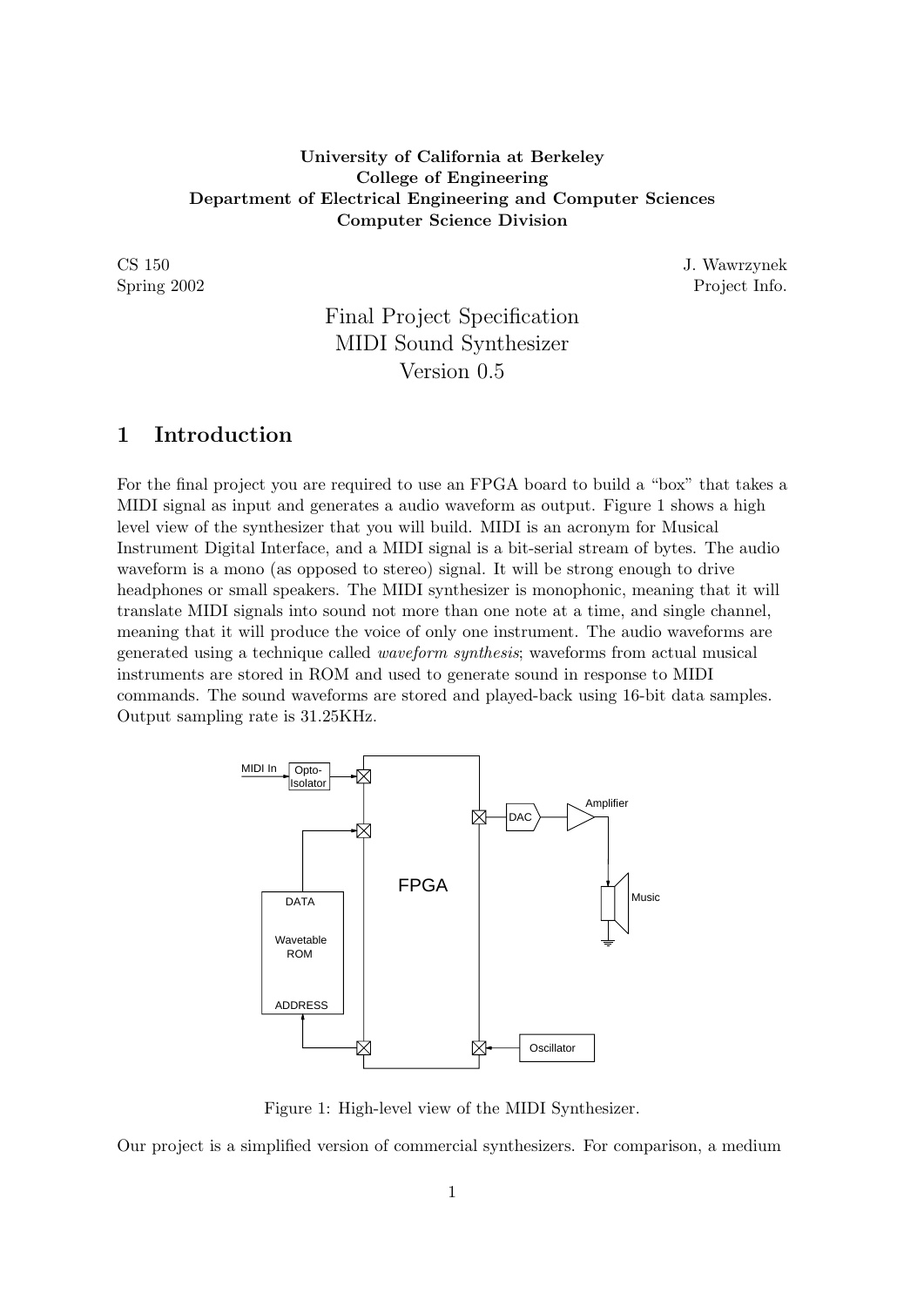**University of California at Berkeley**
**College of Engineering**
**Department of Electrical Engineering and Computer Sciences**
**Computer Science Division**

CS 150 J. Wawrzynek
Spring 2002 Project Info.

# Final Project Specification
# MIDI Sound Synthesizer
# Version 0.5

## 1 Introduction

For the final project you are required to use an FPGA board to build a "box" that takes a MIDI signal as input and generates a audio waveform as output. Figure 1 shows a high level view of the synthesizer that you will build. MIDI is an acronym for Musical Instrument Digital Interface, and a MIDI signal is a bit-serial stream of bytes. The audio waveform is a mono (as opposed to stereo) signal. It will be strong enough to drive headphones or small speakers. The MIDI synthesizer is monophonic, meaning that it will translate MIDI signals into sound not more than one note at a time, and single channel, meaning that it will produce the voice of only one instrument. The audio waveforms are generated using a technique called *waveform synthesis*; waveforms from actual musical instruments are stored in ROM and used to generate sound in response to MIDI commands. The sound waveforms are stored and played-back using 16-bit data samples. Output sampling rate is 31.25KHz.

Figure 1: High-level view of the MIDI Synthesizer.

Our project is a simplified version of commercial synthesizers. For comparison, a medium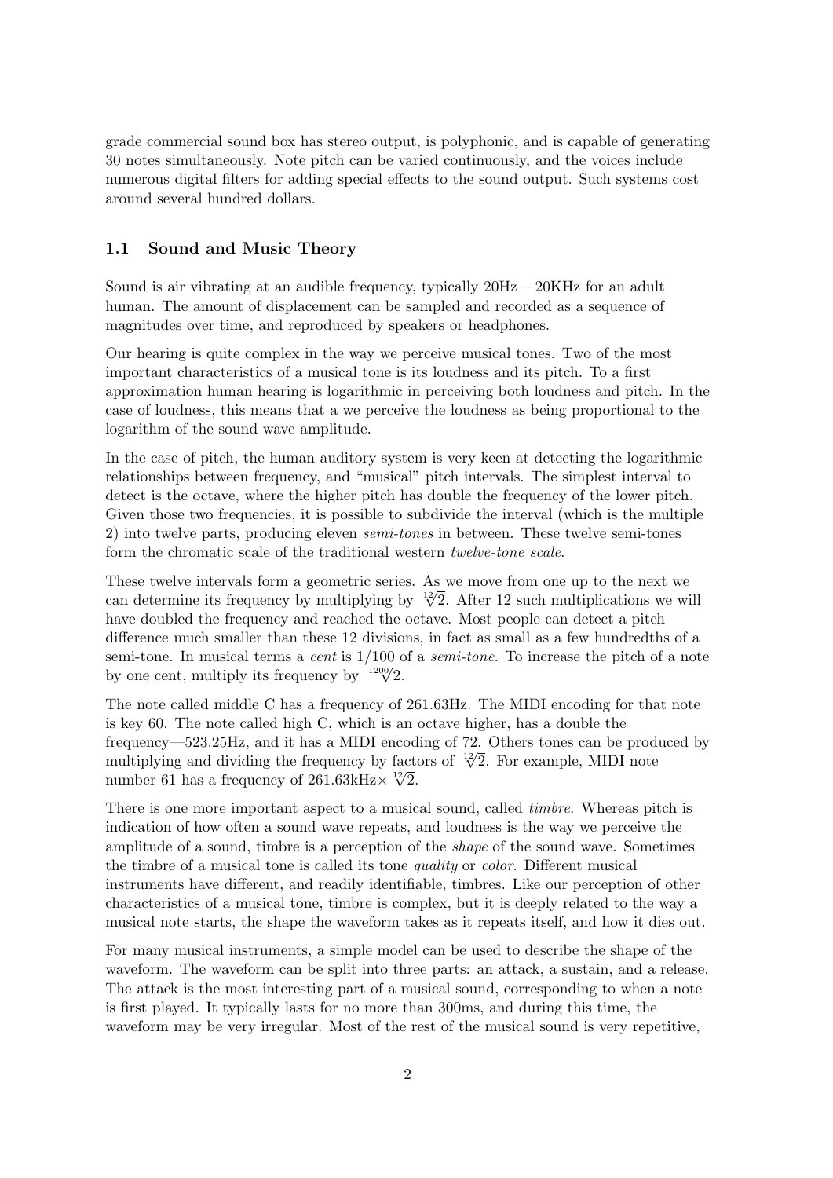grade commercial sound box has stereo output, is polyphonic, and is capable of generating 30 notes simultaneously. Note pitch can be varied continuously, and the voices include numerous digital filters for adding special effects to the sound output. Such systems cost around several hundred dollars.

### 1.1 Sound and Music Theory

Sound is air vibrating at an audible frequency, typically 20Hz – 20KHz for an adult human. The amount of displacement can be sampled and recorded as a sequence of magnitudes over time, and reproduced by speakers or headphones.

Our hearing is quite complex in the way we perceive musical tones. Two of the most important characteristics of a musical tone is its loudness and its pitch. To a first approximation human hearing is logarithmic in perceiving both loudness and pitch. In the case of loudness, this means that a we perceive the loudness as being proportional to the logarithm of the sound wave amplitude.

In the case of pitch, the human auditory system is very keen at detecting the logarithmic relationships between frequency, and "musical" pitch intervals. The simplest interval to detect is the octave, where the higher pitch has double the frequency of the lower pitch. Given those two frequencies, it is possible to subdivide the interval (which is the multiple 2) into twelve parts, producing eleven *semi-tones* in between. These twelve semi-tones form the chromatic scale of the traditional western *twelve-tone scale*.

These twelve intervals form a geometric series. As we move from one up to the next we can determine its frequency by multiplying by $\sqrt[12]{2}$. After 12 such multiplications we will have doubled the frequency and reached the octave. Most people can detect a pitch difference much smaller than these 12 divisions, in fact as small as a few hundredths of a semi-tone. In musical terms a *cent* is 1/100 of a *semi-tone*. To increase the pitch of a note by one cent, multiply its frequency by $\sqrt[1200]{2}$.

The note called middle C has a frequency of 261.63Hz. The MIDI encoding for that note is key 60. The note called high C, which is an octave higher, has a double the frequency—523.25Hz, and it has a MIDI encoding of 72. Others tones can be produced by multiplying and dividing the frequency by factors of $\sqrt[12]{2}$. For example, MIDI note number 61 has a frequency of 261.63kHz$\times$ $\sqrt[12]{2}$.

There is one more important aspect to a musical sound, called *timbre*. Whereas pitch is indication of how often a sound wave repeats, and loudness is the way we perceive the amplitude of a sound, timbre is a perception of the *shape* of the sound wave. Sometimes the timbre of a musical tone is called its tone *quality* or *color*. Different musical instruments have different, and readily identifiable, timbres. Like our perception of other characteristics of a musical tone, timbre is complex, but it is deeply related to the way a musical note starts, the shape the waveform takes as it repeats itself, and how it dies out.

For many musical instruments, a simple model can be used to describe the shape of the waveform. The waveform can be split into three parts: an attack, a sustain, and a release. The attack is the most interesting part of a musical sound, corresponding to when a note is first played. It typically lasts for no more than 300ms, and during this time, the waveform may be very irregular. Most of the rest of the musical sound is very repetitive,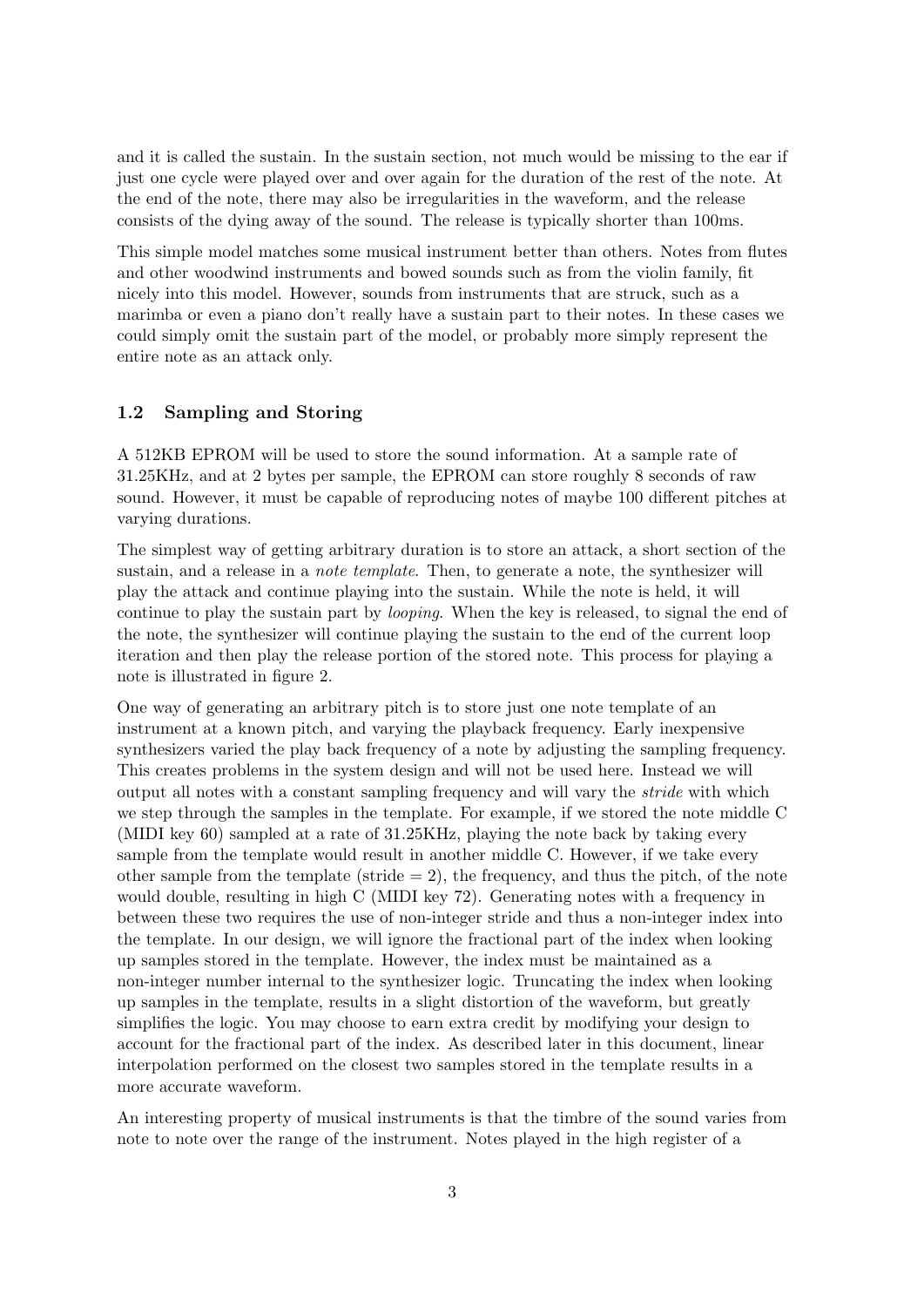and it is called the sustain. In the sustain section, not much would be missing to the ear if just one cycle were played over and over again for the duration of the rest of the note. At the end of the note, there may also be irregularities in the waveform, and the release consists of the dying away of the sound. The release is typically shorter than 100ms.

This simple model matches some musical instrument better than others. Notes from flutes and other woodwind instruments and bowed sounds such as from the violin family, fit nicely into this model. However, sounds from instruments that are struck, such as a marimba or even a piano don't really have a sustain part to their notes. In these cases we could simply omit the sustain part of the model, or probably more simply represent the entire note as an attack only.

### 1.2 Sampling and Storing

A 512KB EPROM will be used to store the sound information. At a sample rate of 31.25KHz, and at 2 bytes per sample, the EPROM can store roughly 8 seconds of raw sound. However, it must be capable of reproducing notes of maybe 100 different pitches at varying durations.

The simplest way of getting arbitrary duration is to store an attack, a short section of the sustain, and a release in a *note template*. Then, to generate a note, the synthesizer will play the attack and continue playing into the sustain. While the note is held, it will continue to play the sustain part by *looping*. When the key is released, to signal the end of the note, the synthesizer will continue playing the sustain to the end of the current loop iteration and then play the release portion of the stored note. This process for playing a note is illustrated in figure 2.

One way of generating an arbitrary pitch is to store just one note template of an instrument at a known pitch, and varying the playback frequency. Early inexpensive synthesizers varied the play back frequency of a note by adjusting the sampling frequency. This creates problems in the system design and will not be used here. Instead we will output all notes with a constant sampling frequency and will vary the *stride* with which we step through the samples in the template. For example, if we stored the note middle C (MIDI key 60) sampled at a rate of 31.25KHz, playing the note back by taking every sample from the template would result in another middle C. However, if we take every other sample from the template (stride = 2), the frequency, and thus the pitch, of the note would double, resulting in high C (MIDI key 72). Generating notes with a frequency in between these two requires the use of non-integer stride and thus a non-integer index into the template. In our design, we will ignore the fractional part of the index when looking up samples stored in the template. However, the index must be maintained as a non-integer number internal to the synthesizer logic. Truncating the index when looking up samples in the template, results in a slight distortion of the waveform, but greatly simplifies the logic. You may choose to earn extra credit by modifying your design to account for the fractional part of the index. As described later in this document, linear interpolation performed on the closest two samples stored in the template results in a more accurate waveform.

An interesting property of musical instruments is that the timbre of the sound varies from note to note over the range of the instrument. Notes played in the high register of a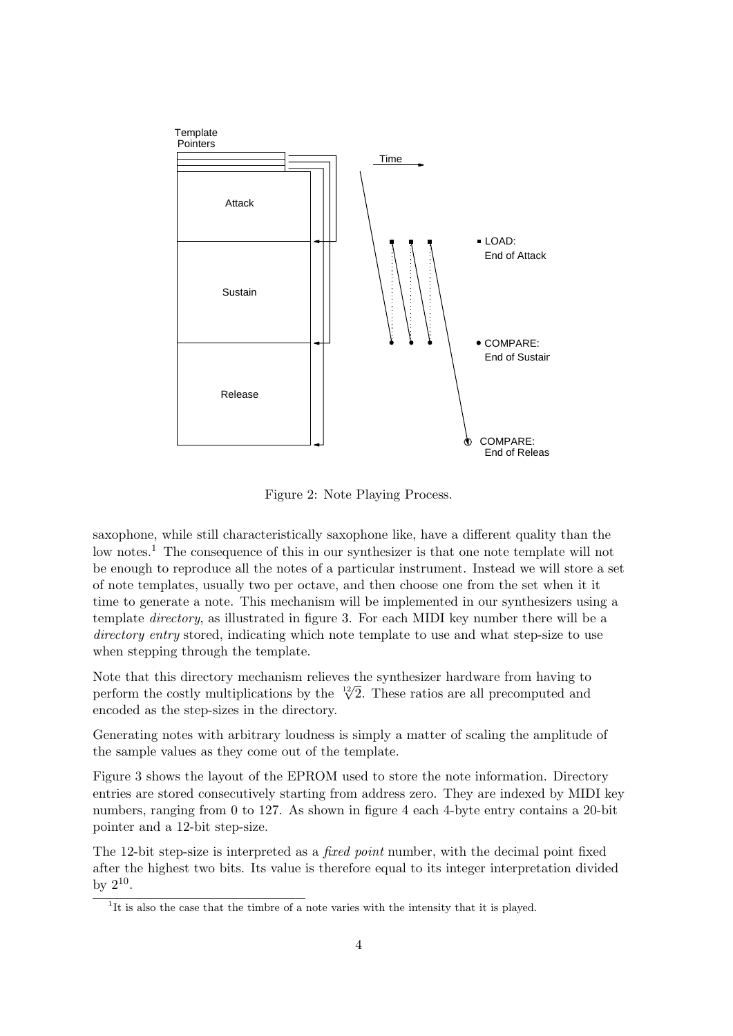Figure 2: Note Playing Process.

saxophone, while still characteristically saxophone like, have a different quality than the low notes.[1] The consequence of this in our synthesizer is that one note template will not be enough to reproduce all the notes of a particular instrument. Instead we will store a set of note templates, usually two per octave, and then choose one from the set when it it time to generate a note. This mechanism will be implemented in our synthesizers using a template *directory*, as illustrated in figure 3. For each MIDI key number there will be a *directory entry* stored, indicating which note template to use and what step-size to use when stepping through the template.

Note that this directory mechanism relieves the synthesizer hardware from having to perform the costly multiplications by the $\sqrt[12]{2}$. These ratios are all precomputed and encoded as the step-sizes in the directory.

Generating notes with arbitrary loudness is simply a matter of scaling the amplitude of the sample values as they come out of the template.

Figure 3 shows the layout of the EPROM used to store the note information. Directory entries are stored consecutively starting from address zero. They are indexed by MIDI key numbers, ranging from 0 to 127. As shown in figure 4 each 4-byte entry contains a 20-bit pointer and a 12-bit step-size.

The 12-bit step-size is interpreted as a *fixed point* number, with the decimal point fixed after the highest two bits. Its value is therefore equal to its integer interpretation divided by $2^{10}$.

[1] It is also the case that the timbre of a note varies with the intensity that it is played.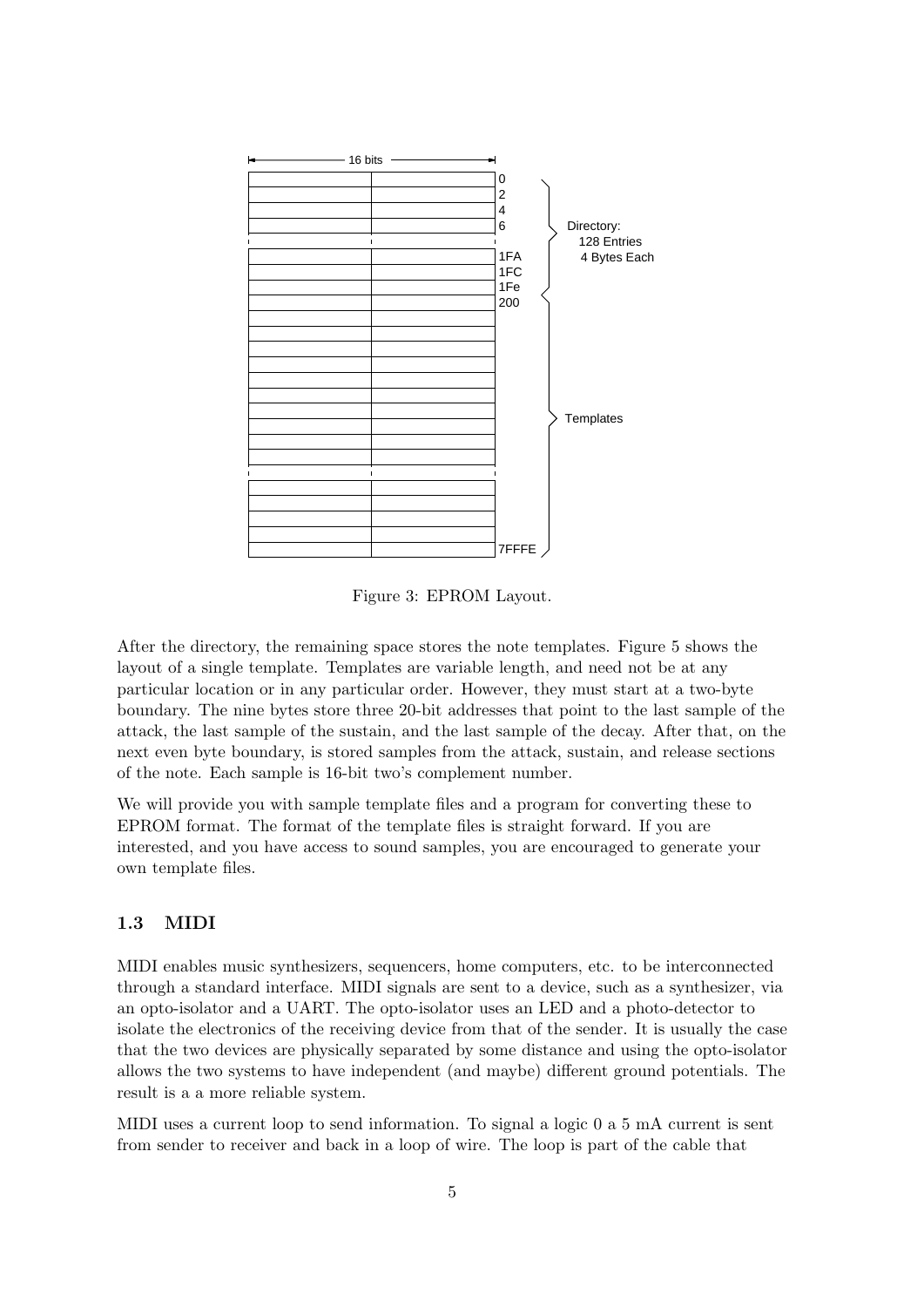Figure 3: EPROM Layout.

After the directory, the remaining space stores the note templates. Figure 5 shows the layout of a single template. Templates are variable length, and need not be at any particular location or in any particular order. However, they must start at a two-byte boundary. The nine bytes store three 20-bit addresses that point to the last sample of the attack, the last sample of the sustain, and the last sample of the decay. After that, on the next even byte boundary, is stored samples from the attack, sustain, and release sections of the note. Each sample is 16-bit two's complement number.

We will provide you with sample template files and a program for converting these to EPROM format. The format of the template files is straight forward. If you are interested, and you have access to sound samples, you are encouraged to generate your own template files.

### 1.3 MIDI

MIDI enables music synthesizers, sequencers, home computers, etc. to be interconnected through a standard interface. MIDI signals are sent to a device, such as a synthesizer, via an opto-isolator and a UART. The opto-isolator uses an LED and a photo-detector to isolate the electronics of the receiving device from that of the sender. It is usually the case that the two devices are physically separated by some distance and using the opto-isolator allows the two systems to have independent (and maybe) different ground potentials. The result is a a more reliable system.

MIDI uses a current loop to send information. To signal a logic 0 a 5 mA current is sent from sender to receiver and back in a loop of wire. The loop is part of the cable that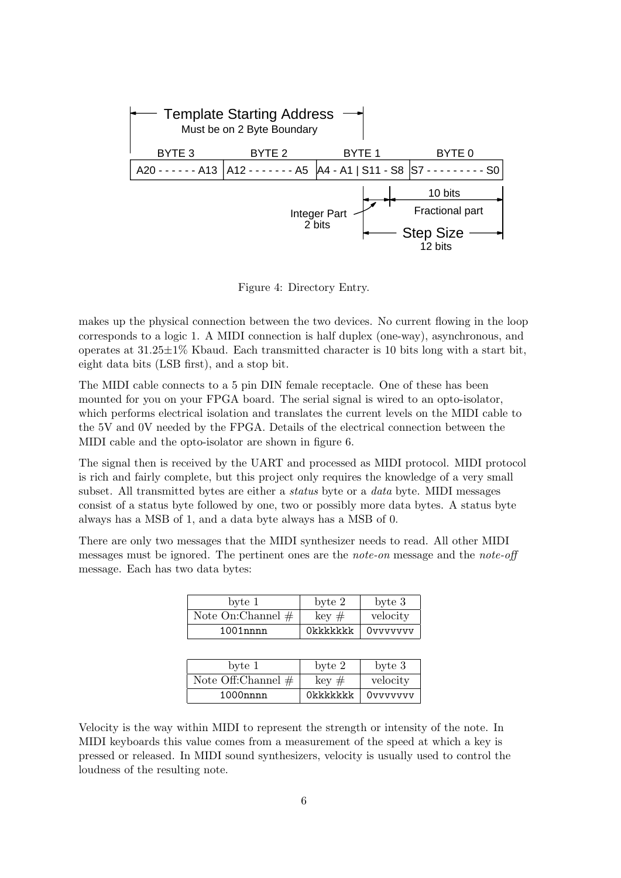| BYTE 3 | BYTE 2 | BYTE 1 | BYTE 0 |
|---|---|---|---|
| A20 - - - - - - A13 | A12 - - - - - - - A5 | A4 - A1 \| S11 - S8 | S7 - - - - - - - - - S0 |

Template Starting Address: Must be on 2 Byte Boundary

Step Size: 12 bits (Integer Part 2 bits, Fractional part 10 bits)

Figure 4: Directory Entry.

makes up the physical connection between the two devices. No current flowing in the loop corresponds to a logic 1. A MIDI connection is half duplex (one-way), asynchronous, and operates at $31.25 \pm 1\%$ Kbaud. Each transmitted character is 10 bits long with a start bit, eight data bits (LSB first), and a stop bit.

The MIDI cable connects to a 5 pin DIN female receptacle. One of these has been mounted for you on your FPGA board. The serial signal is wired to an opto-isolator, which performs electrical isolation and translates the current levels on the MIDI cable to the 5V and 0V needed by the FPGA. Details of the electrical connection between the MIDI cable and the opto-isolator are shown in figure 6.

The signal then is received by the UART and processed as MIDI protocol. MIDI protocol is rich and fairly complete, but this project only requires the knowledge of a very small subset. All transmitted bytes are either a *status* byte or a *data* byte. MIDI messages consist of a status byte followed by one, two or possibly more data bytes. A status byte always has a MSB of 1, and a data byte always has a MSB of 0.

There are only two messages that the MIDI synthesizer needs to read. All other MIDI messages must be ignored. The pertinent ones are the *note-on* message and the *note-off* message. Each has two data bytes:

| byte 1 | byte 2 | byte 3 |
|---|---|---|
| Note On:Channel # | key # | velocity |
| `1001nnnn` | `0kkkkkkk` | `0vvvvvvv` |

| byte 1 | byte 2 | byte 3 |
|---|---|---|
| Note Off:Channel # | key # | velocity |
| `1000nnnn` | `0kkkkkkk` | `0vvvvvvv` |

Velocity is the way within MIDI to represent the strength or intensity of the note. In MIDI keyboards this value comes from a measurement of the speed at which a key is pressed or released. In MIDI sound synthesizers, velocity is usually used to control the loudness of the resulting note.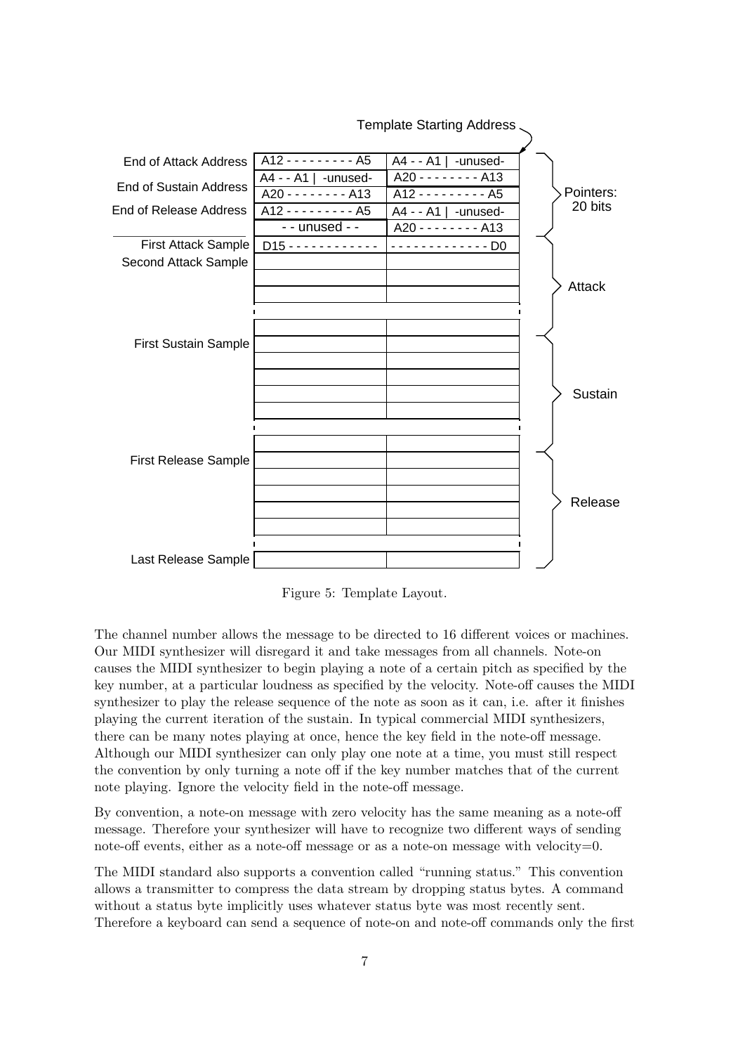Template Starting Address

| | | | |
|---|---|---|---|
| End of Attack Address | A12 - - - - - - - - - A5 | A4 - - A1 \| -unused- | Pointers: 20 bits |
| End of Sustain Address | A4 - - A1 \| -unused- | A20 - - - - - - - - A13 | |
| | A20 - - - - - - - - A13 | A12 - - - - - - - - - A5 | |
| End of Release Address | A12 - - - - - - - - - A5 | A4 - - A1 \| -unused- | |
| | - - unused - - | A20 - - - - - - - - A13 | |
| First Attack Sample | D15 - - - - - - - - - - - - | - - - - - - - - - - - - - D0 | Attack |
| Second Attack Sample | | | |
| ⋮ | | | |
| First Sustain Sample | | | Sustain |
| ⋮ | | | |
| First Release Sample | | | Release |
| ⋮ | | | |
| Last Release Sample | | | |

Figure 5: Template Layout.

The channel number allows the message to be directed to 16 different voices or machines. Our MIDI synthesizer will disregard it and take messages from all channels. Note-on causes the MIDI synthesizer to begin playing a note of a certain pitch as specified by the key number, at a particular loudness as specified by the velocity. Note-off causes the MIDI synthesizer to play the release sequence of the note as soon as it can, i.e. after it finishes playing the current iteration of the sustain. In typical commercial MIDI synthesizers, there can be many notes playing at once, hence the key field in the note-off message. Although our MIDI synthesizer can only play one note at a time, you must still respect the convention by only turning a note off if the key number matches that of the current note playing. Ignore the velocity field in the note-off message.

By convention, a note-on message with zero velocity has the same meaning as a note-off message. Therefore your synthesizer will have to recognize two different ways of sending note-off events, either as a note-off message or as a note-on message with velocity=0.

The MIDI standard also supports a convention called "running status." This convention allows a transmitter to compress the data stream by dropping status bytes. A command without a status byte implicitly uses whatever status byte was most recently sent. Therefore a keyboard can send a sequence of note-on and note-off commands only the first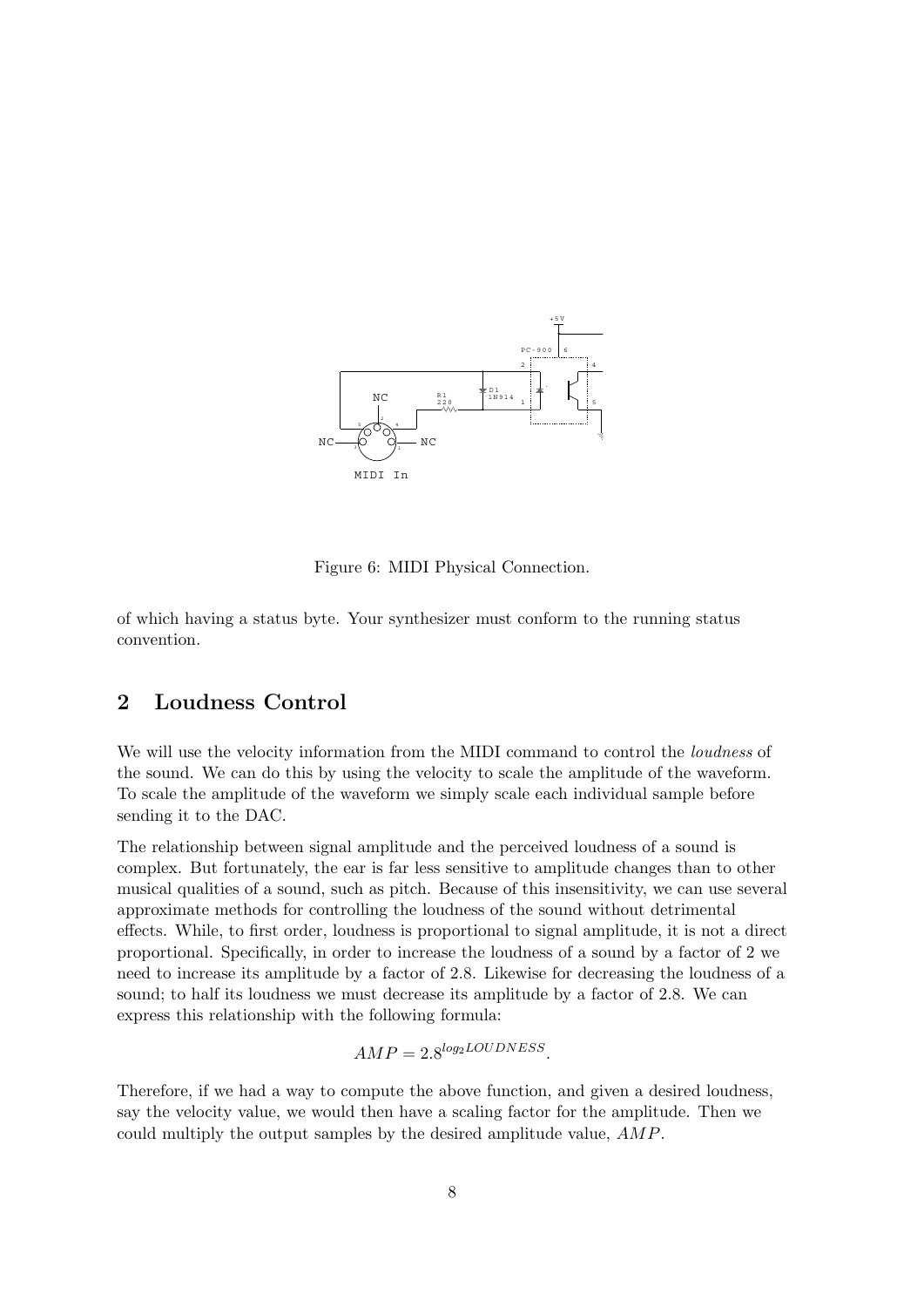Figure 6: MIDI Physical Connection.

of which having a status byte. Your synthesizer must conform to the running status convention.

## 2 Loudness Control

We will use the velocity information from the MIDI command to control the *loudness* of the sound. We can do this by using the velocity to scale the amplitude of the waveform. To scale the amplitude of the waveform we simply scale each individual sample before sending it to the DAC.

The relationship between signal amplitude and the perceived loudness of a sound is complex. But fortunately, the ear is far less sensitive to amplitude changes than to other musical qualities of a sound, such as pitch. Because of this insensitivity, we can use several approximate methods for controlling the loudness of the sound without detrimental effects. While, to first order, loudness is proportional to signal amplitude, it is not a direct proportional. Specifically, in order to increase the loudness of a sound by a factor of 2 we need to increase its amplitude by a factor of 2.8. Likewise for decreasing the loudness of a sound; to half its loudness we must decrease its amplitude by a factor of 2.8. We can express this relationship with the following formula:

$$AMP = 2.8^{log_2 LOUDNESS}.$$

Therefore, if we had a way to compute the above function, and given a desired loudness, say the velocity value, we would then have a scaling factor for the amplitude. Then we could multiply the output samples by the desired amplitude value, $AMP$.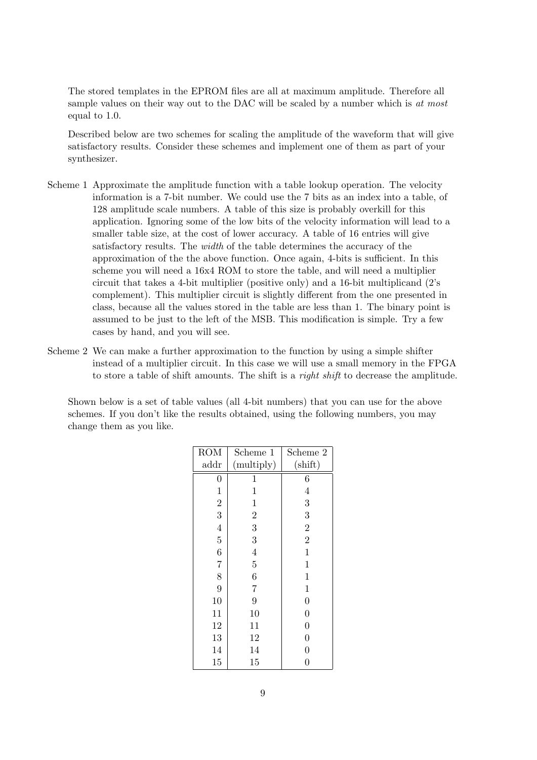The stored templates in the EPROM files are all at maximum amplitude. Therefore all sample values on their way out to the DAC will be scaled by a number which is *at most* equal to 1.0.

Described below are two schemes for scaling the amplitude of the waveform that will give satisfactory results. Consider these schemes and implement one of them as part of your synthesizer.

Scheme 1 Approximate the amplitude function with a table lookup operation. The velocity information is a 7-bit number. We could use the 7 bits as an index into a table, of 128 amplitude scale numbers. A table of this size is probably overkill for this application. Ignoring some of the low bits of the velocity information will lead to a smaller table size, at the cost of lower accuracy. A table of 16 entries will give satisfactory results. The *width* of the table determines the accuracy of the approximation of the the above function. Once again, 4-bits is sufficient. In this scheme you will need a 16x4 ROM to store the table, and will need a multiplier circuit that takes a 4-bit multiplier (positive only) and a 16-bit multiplicand (2's complement). This multiplier circuit is slightly different from the one presented in class, because all the values stored in the table are less than 1. The binary point is assumed to be just to the left of the MSB. This modification is simple. Try a few cases by hand, and you will see.

Scheme 2 We can make a further approximation to the function by using a simple shifter instead of a multiplier circuit. In this case we will use a small memory in the FPGA to store a table of shift amounts. The shift is a *right shift* to decrease the amplitude.

Shown below is a set of table values (all 4-bit numbers) that you can use for the above schemes. If you don't like the results obtained, using the following numbers, you may change them as you like.

| ROM addr | Scheme 1 (multiply) | Scheme 2 (shift) |
|---|---|---|
| 0 | 1 | 6 |
| 1 | 1 | 4 |
| 2 | 1 | 3 |
| 3 | 2 | 3 |
| 4 | 3 | 2 |
| 5 | 3 | 2 |
| 6 | 4 | 1 |
| 7 | 5 | 1 |
| 8 | 6 | 1 |
| 9 | 7 | 1 |
| 10 | 9 | 0 |
| 11 | 10 | 0 |
| 12 | 11 | 0 |
| 13 | 12 | 0 |
| 14 | 14 | 0 |
| 15 | 15 | 0 |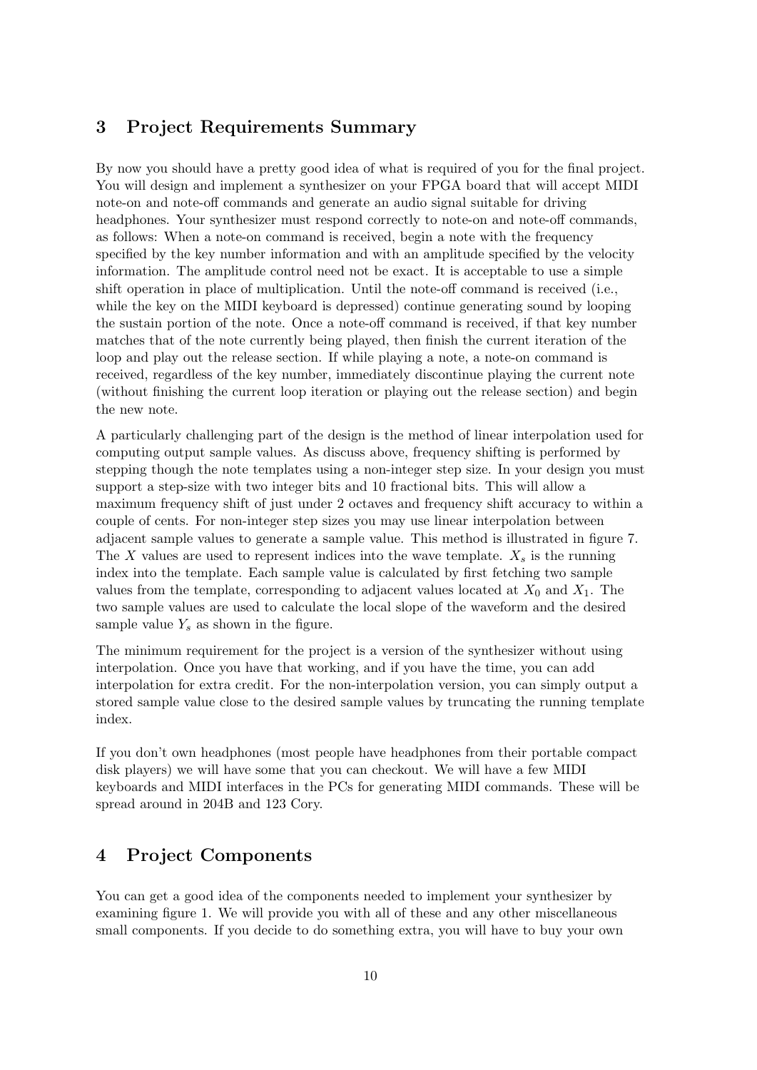## 3 Project Requirements Summary

By now you should have a pretty good idea of what is required of you for the final project. You will design and implement a synthesizer on your FPGA board that will accept MIDI note-on and note-off commands and generate an audio signal suitable for driving headphones. Your synthesizer must respond correctly to note-on and note-off commands, as follows: When a note-on command is received, begin a note with the frequency specified by the key number information and with an amplitude specified by the velocity information. The amplitude control need not be exact. It is acceptable to use a simple shift operation in place of multiplication. Until the note-off command is received (i.e., while the key on the MIDI keyboard is depressed) continue generating sound by looping the sustain portion of the note. Once a note-off command is received, if that key number matches that of the note currently being played, then finish the current iteration of the loop and play out the release section. If while playing a note, a note-on command is received, regardless of the key number, immediately discontinue playing the current note (without finishing the current loop iteration or playing out the release section) and begin the new note.

A particularly challenging part of the design is the method of linear interpolation used for computing output sample values. As discuss above, frequency shifting is performed by stepping though the note templates using a non-integer step size. In your design you must support a step-size with two integer bits and 10 fractional bits. This will allow a maximum frequency shift of just under 2 octaves and frequency shift accuracy to within a couple of cents. For non-integer step sizes you may use linear interpolation between adjacent sample values to generate a sample value. This method is illustrated in figure 7. The $X$ values are used to represent indices into the wave template. $X_s$ is the running index into the template. Each sample value is calculated by first fetching two sample values from the template, corresponding to adjacent values located at $X_0$ and $X_1$. The two sample values are used to calculate the local slope of the waveform and the desired sample value $Y_s$ as shown in the figure.

The minimum requirement for the project is a version of the synthesizer without using interpolation. Once you have that working, and if you have the time, you can add interpolation for extra credit. For the non-interpolation version, you can simply output a stored sample value close to the desired sample values by truncating the running template index.

If you don't own headphones (most people have headphones from their portable compact disk players) we will have some that you can checkout. We will have a few MIDI keyboards and MIDI interfaces in the PCs for generating MIDI commands. These will be spread around in 204B and 123 Cory.

## 4 Project Components

You can get a good idea of the components needed to implement your synthesizer by examining figure 1. We will provide you with all of these and any other miscellaneous small components. If you decide to do something extra, you will have to buy your own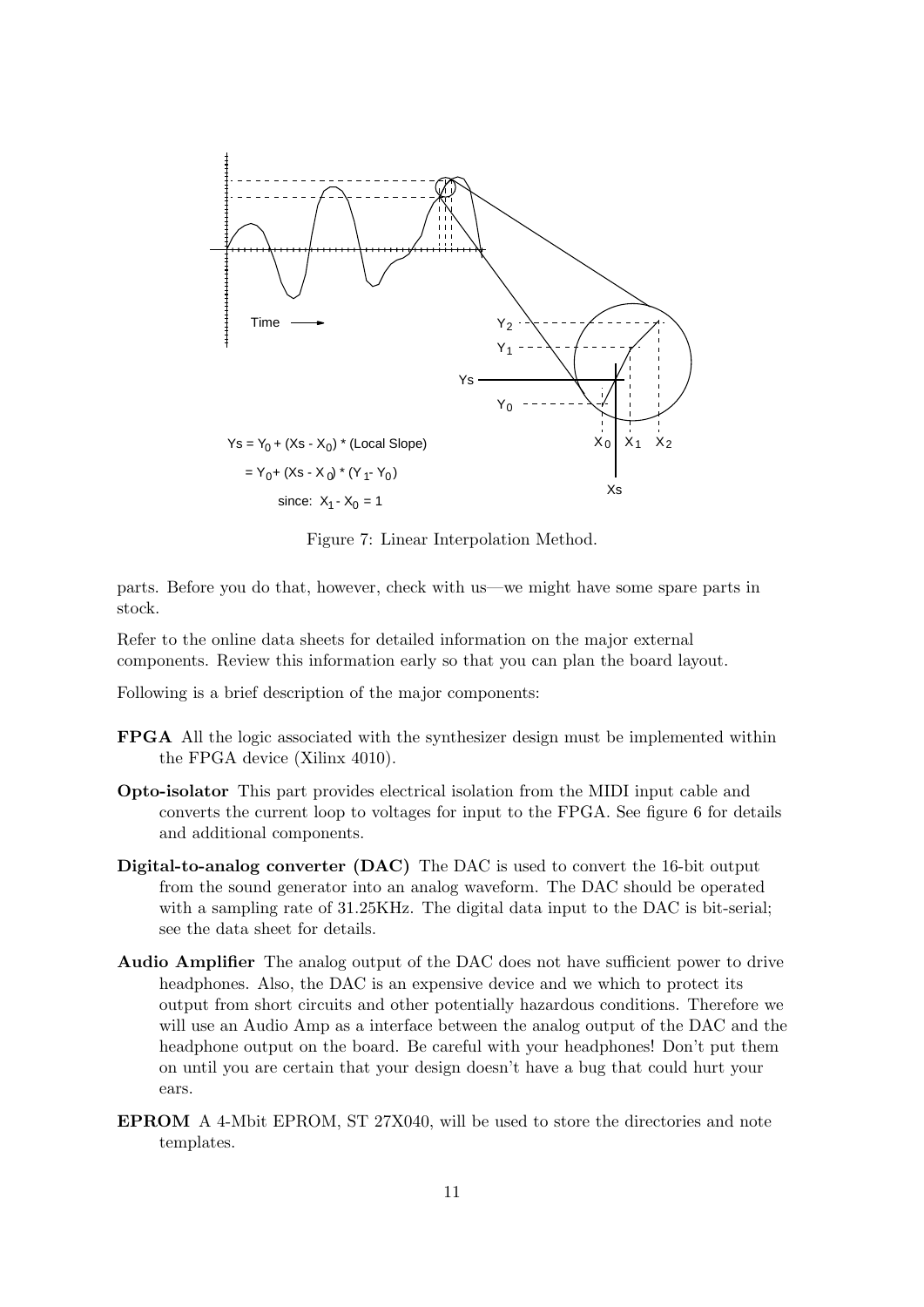$$Ys = Y_0 + (Xs - X_0) * (\text{Local Slope})$$

$$= Y_0 + (Xs - X_0) * (Y_1 - Y_0)$$

$$\text{since: } X_1 - X_0 = 1$$

Figure 7: Linear Interpolation Method.

parts. Before you do that, however, check with us—we might have some spare parts in stock.

Refer to the online data sheets for detailed information on the major external components. Review this information early so that you can plan the board layout.

Following is a brief description of the major components:

**FPGA** All the logic associated with the synthesizer design must be implemented within the FPGA device (Xilinx 4010).

**Opto-isolator** This part provides electrical isolation from the MIDI input cable and converts the current loop to voltages for input to the FPGA. See figure 6 for details and additional components.

**Digital-to-analog converter (DAC)** The DAC is used to convert the 16-bit output from the sound generator into an analog waveform. The DAC should be operated with a sampling rate of 31.25KHz. The digital data input to the DAC is bit-serial; see the data sheet for details.

**Audio Amplifier** The analog output of the DAC does not have sufficient power to drive headphones. Also, the DAC is an expensive device and we which to protect its output from short circuits and other potentially hazardous conditions. Therefore we will use an Audio Amp as a interface between the analog output of the DAC and the headphone output on the board. Be careful with your headphones! Don't put them on until you are certain that your design doesn't have a bug that could hurt your ears.

**EPROM** A 4-Mbit EPROM, ST 27X040, will be used to store the directories and note templates.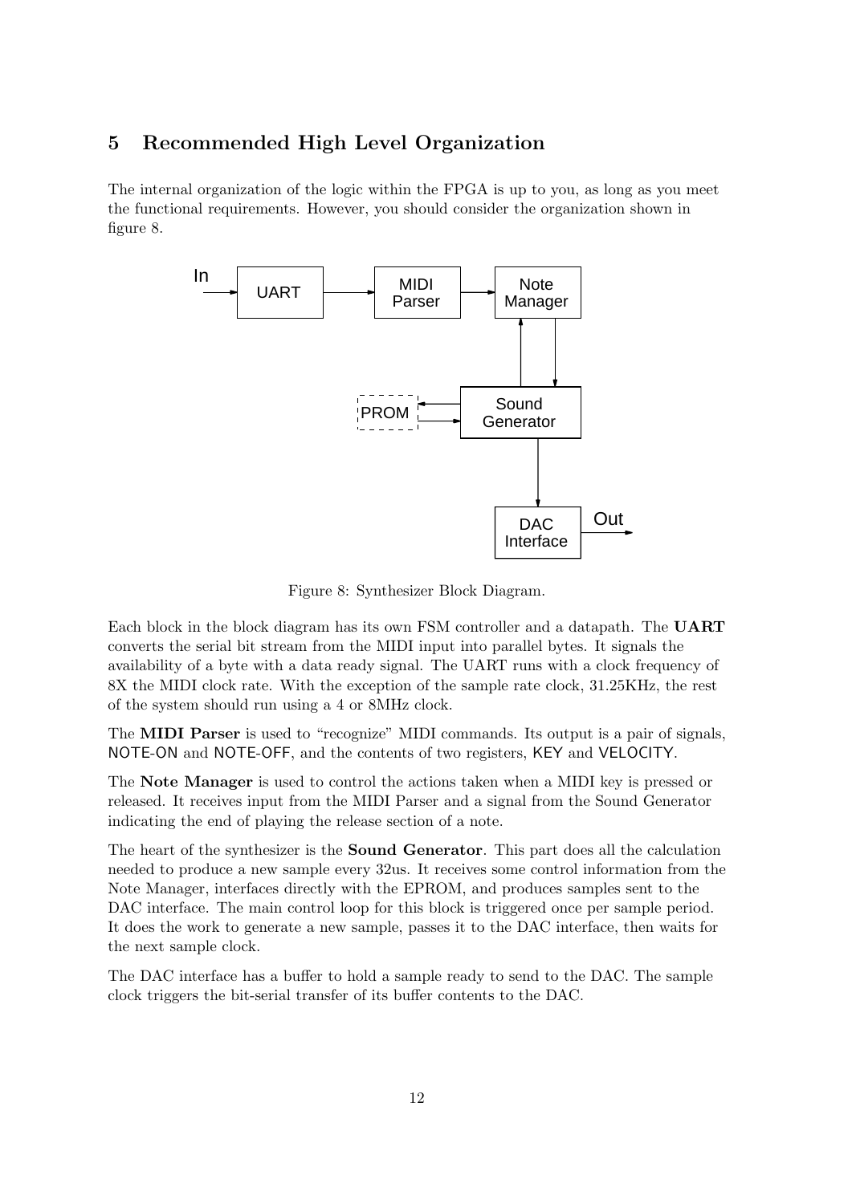## 5 Recommended High Level Organization

The internal organization of the logic within the FPGA is up to you, as long as you meet the functional requirements. However, you should consider the organization shown in figure 8.

Figure 8: Synthesizer Block Diagram.

Each block in the block diagram has its own FSM controller and a datapath. The **UART** converts the serial bit stream from the MIDI input into parallel bytes. It signals the availability of a byte with a data ready signal. The UART runs with a clock frequency of 8X the MIDI clock rate. With the exception of the sample rate clock, 31.25KHz, the rest of the system should run using a 4 or 8MHz clock.

The **MIDI Parser** is used to "recognize" MIDI commands. Its output is a pair of signals, NOTE-ON and NOTE-OFF, and the contents of two registers, KEY and VELOCITY.

The **Note Manager** is used to control the actions taken when a MIDI key is pressed or released. It receives input from the MIDI Parser and a signal from the Sound Generator indicating the end of playing the release section of a note.

The heart of the synthesizer is the **Sound Generator**. This part does all the calculation needed to produce a new sample every 32us. It receives some control information from the Note Manager, interfaces directly with the EPROM, and produces samples sent to the DAC interface. The main control loop for this block is triggered once per sample period. It does the work to generate a new sample, passes it to the DAC interface, then waits for the next sample clock.

The DAC interface has a buffer to hold a sample ready to send to the DAC. The sample clock triggers the bit-serial transfer of its buffer contents to the DAC.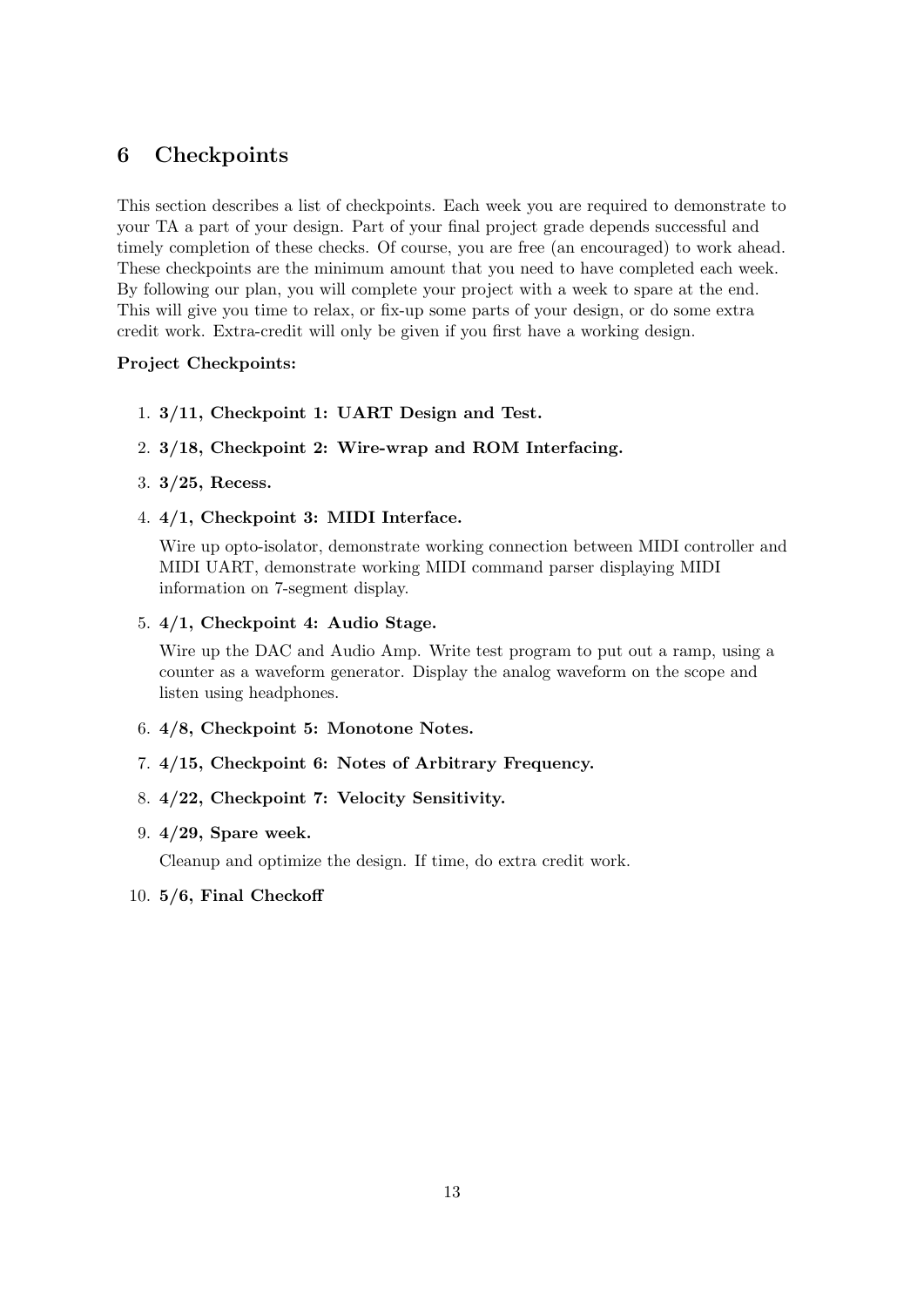## 6 Checkpoints

This section describes a list of checkpoints. Each week you are required to demonstrate to your TA a part of your design. Part of your final project grade depends successful and timely completion of these checks. Of course, you are free (an encouraged) to work ahead. These checkpoints are the minimum amount that you need to have completed each week. By following our plan, you will complete your project with a week to spare at the end. This will give you time to relax, or fix-up some parts of your design, or do some extra credit work. Extra-credit will only be given if you first have a working design.

**Project Checkpoints:**

1. **3/11, Checkpoint 1: UART Design and Test.**
2. **3/18, Checkpoint 2: Wire-wrap and ROM Interfacing.**
3. **3/25, Recess.**
4. **4/1, Checkpoint 3: MIDI Interface.**

   Wire up opto-isolator, demonstrate working connection between MIDI controller and MIDI UART, demonstrate working MIDI command parser displaying MIDI information on 7-segment display.
5. **4/1, Checkpoint 4: Audio Stage.**

   Wire up the DAC and Audio Amp. Write test program to put out a ramp, using a counter as a waveform generator. Display the analog waveform on the scope and listen using headphones.
6. **4/8, Checkpoint 5: Monotone Notes.**
7. **4/15, Checkpoint 6: Notes of Arbitrary Frequency.**
8. **4/22, Checkpoint 7: Velocity Sensitivity.**
9. **4/29, Spare week.**

   Cleanup and optimize the design. If time, do extra credit work.
10. **5/6, Final Checkoff**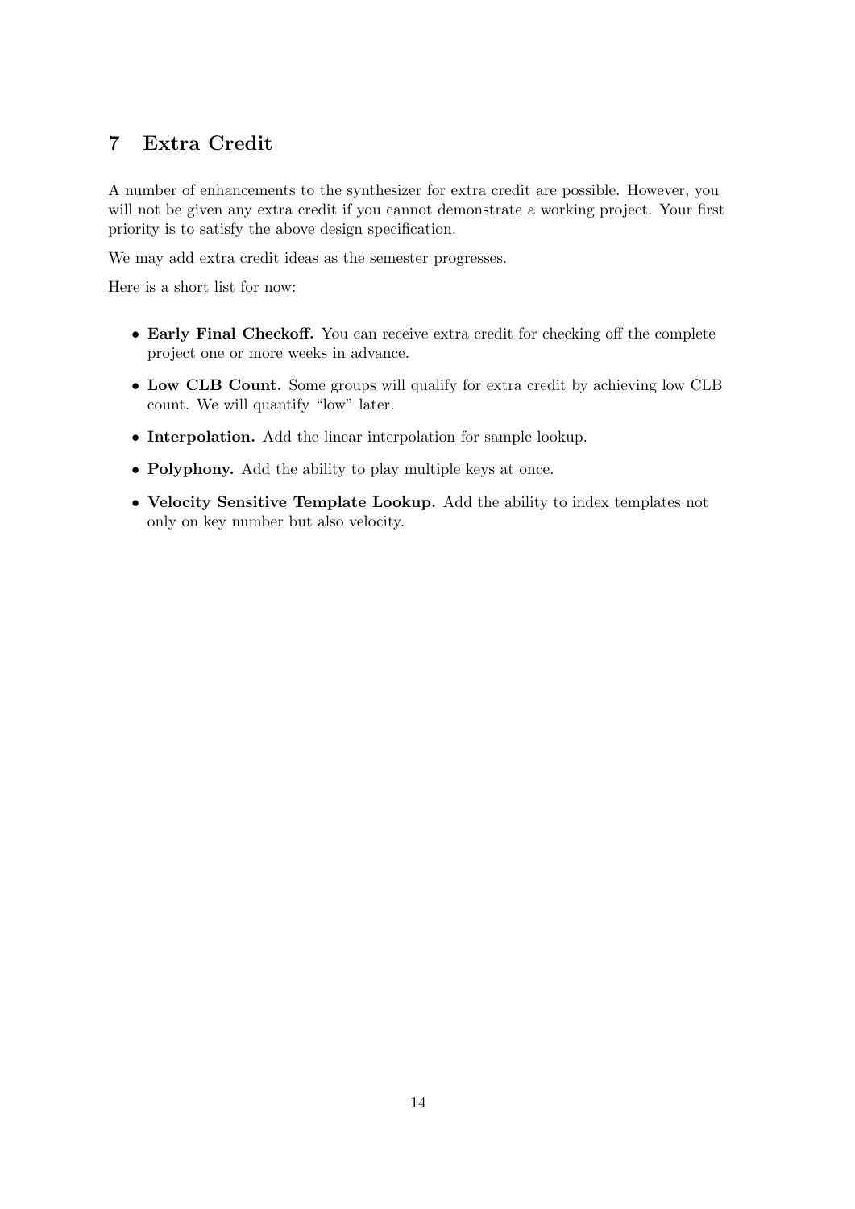## 7 Extra Credit

A number of enhancements to the synthesizer for extra credit are possible. However, you will not be given any extra credit if you cannot demonstrate a working project. Your first priority is to satisfy the above design specification.

We may add extra credit ideas as the semester progresses.

Here is a short list for now:

- **Early Final Checkoff.** You can receive extra credit for checking off the complete project one or more weeks in advance.
- **Low CLB Count.** Some groups will qualify for extra credit by achieving low CLB count. We will quantify "low" later.
- **Interpolation.** Add the linear interpolation for sample lookup.
- **Polyphony.** Add the ability to play multiple keys at once.
- **Velocity Sensitive Template Lookup.** Add the ability to index templates not only on key number but also velocity.